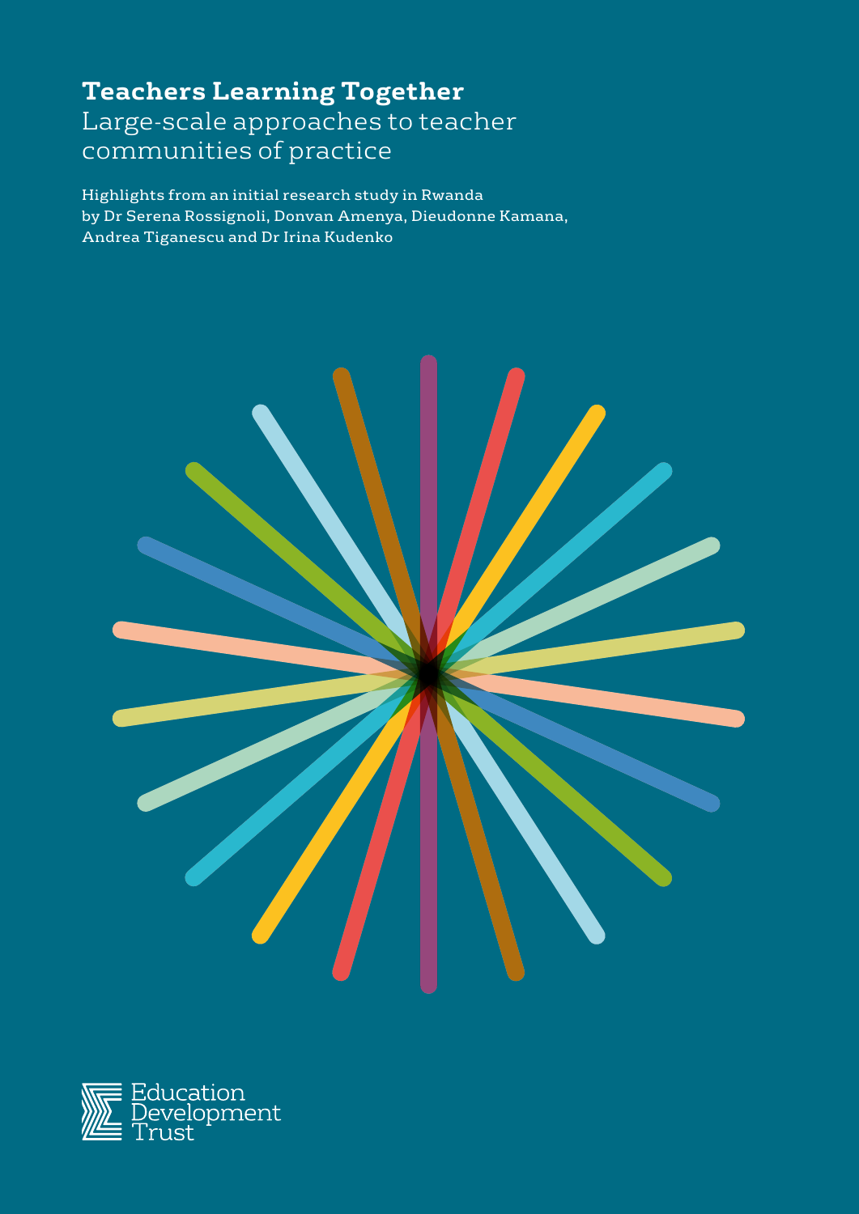# Teachers Learning Together

## Large-scale approaches to teacher communities of practice

Highlights from an initial research study in Rwanda
by Dr Serena Rossignoli, Donvan Amenya, Dieudonne Kamana, Andrea Tiganescu and Dr Irina Kudenko

Education Development Trust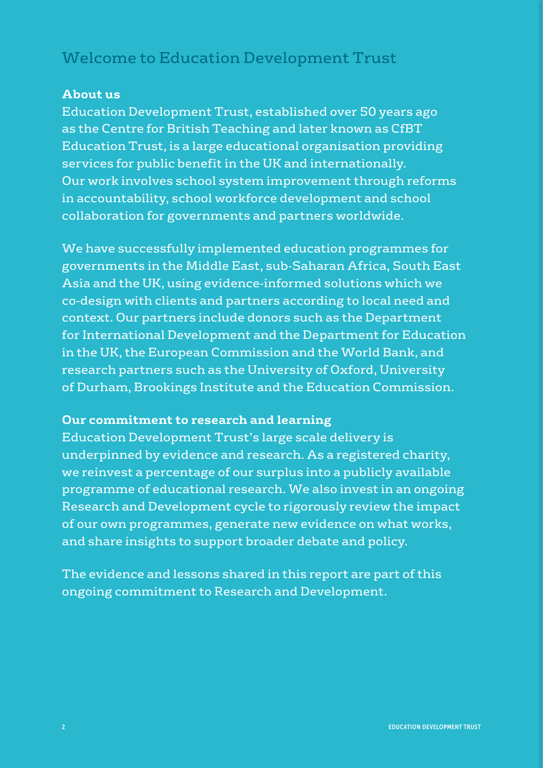# Welcome to Education Development Trust

## About us

Education Development Trust, established over 50 years ago as the Centre for British Teaching and later known as CfBT Education Trust, is a large educational organisation providing services for public benefit in the UK and internationally. Our work involves school system improvement through reforms in accountability, school workforce development and school collaboration for governments and partners worldwide.

We have successfully implemented education programmes for governments in the Middle East, sub-Saharan Africa, South East Asia and the UK, using evidence-informed solutions which we co-design with clients and partners according to local need and context. Our partners include donors such as the Department for International Development and the Department for Education in the UK, the European Commission and the World Bank, and research partners such as the University of Oxford, University of Durham, Brookings Institute and the Education Commission.

## Our commitment to research and learning

Education Development Trust's large scale delivery is underpinned by evidence and research. As a registered charity, we reinvest a percentage of our surplus into a publicly available programme of educational research. We also invest in an ongoing Research and Development cycle to rigorously review the impact of our own programmes, generate new evidence on what works, and share insights to support broader debate and policy.

The evidence and lessons shared in this report are part of this ongoing commitment to Research and Development.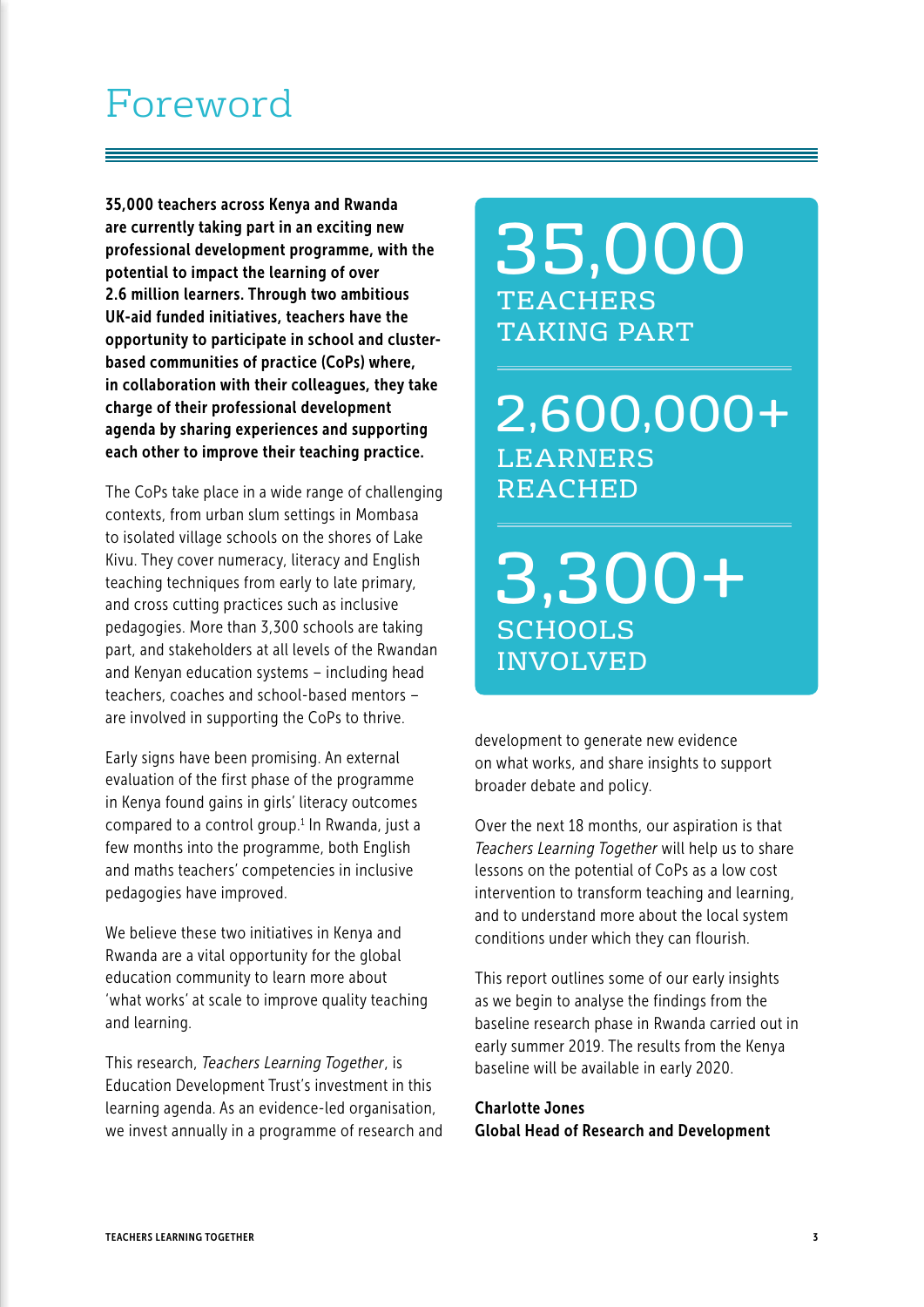# Foreword

**35,000 teachers across Kenya and Rwanda are currently taking part in an exciting new professional development programme, with the potential to impact the learning of over 2.6 million learners. Through two ambitious UK-aid funded initiatives, teachers have the opportunity to participate in school and cluster-based communities of practice (CoPs) where, in collaboration with their colleagues, they take charge of their professional development agenda by sharing experiences and supporting each other to improve their teaching practice.**

The CoPs take place in a wide range of challenging contexts, from urban slum settings in Mombasa to isolated village schools on the shores of Lake Kivu. They cover numeracy, literacy and English teaching techniques from early to late primary, and cross cutting practices such as inclusive pedagogies. More than 3,300 schools are taking part, and stakeholders at all levels of the Rwandan and Kenyan education systems – including head teachers, coaches and school-based mentors – are involved in supporting the CoPs to thrive.

Early signs have been promising. An external evaluation of the first phase of the programme in Kenya found gains in girls' literacy outcomes compared to a control group.[1] In Rwanda, just a few months into the programme, both English and maths teachers' competencies in inclusive pedagogies have improved.

We believe these two initiatives in Kenya and Rwanda are a vital opportunity for the global education community to learn more about 'what works' at scale to improve quality teaching and learning.

This research, *Teachers Learning Together*, is Education Development Trust's investment in this learning agenda. As an evidence-led organisation, we invest annually in a programme of research and development to generate new evidence on what works, and share insights to support broader debate and policy.

**35,000** TEACHERS TAKING PART

**2,600,000+** LEARNERS REACHED

**3,300+** SCHOOLS INVOLVED

Over the next 18 months, our aspiration is that *Teachers Learning Together* will help us to share lessons on the potential of CoPs as a low cost intervention to transform teaching and learning, and to understand more about the local system conditions under which they can flourish.

This report outlines some of our early insights as we begin to analyse the findings from the baseline research phase in Rwanda carried out in early summer 2019. The results from the Kenya baseline will be available in early 2020.

**Charlotte Jones**
**Global Head of Research and Development**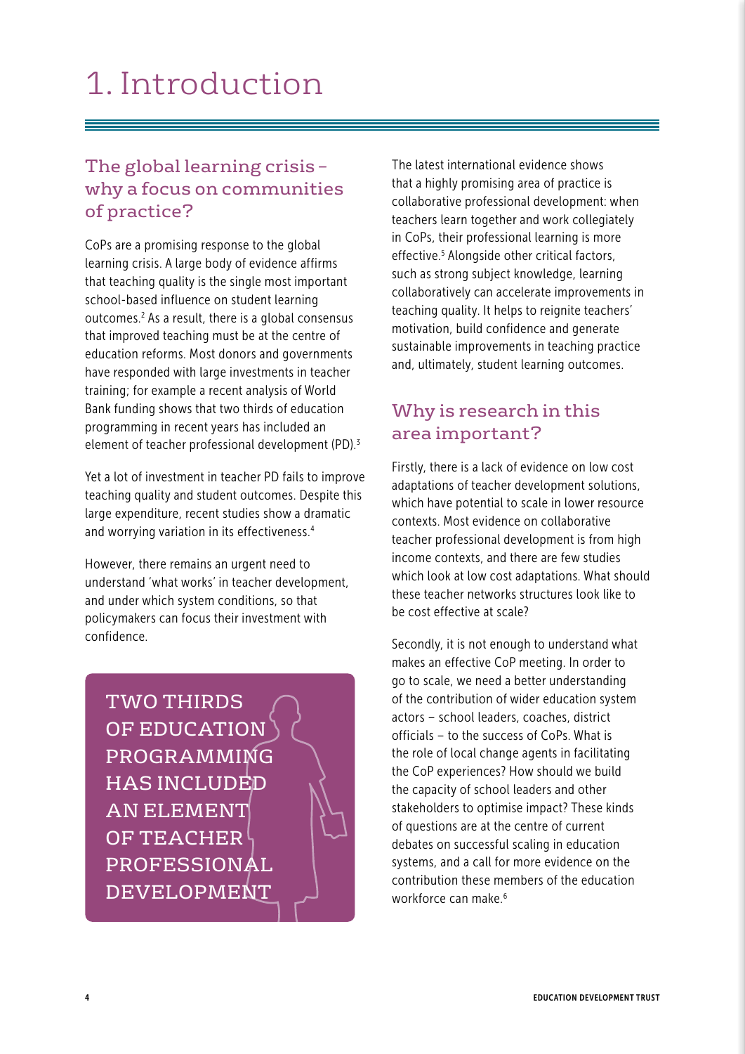# 1. Introduction

## The global learning crisis – why a focus on communities of practice?

CoPs are a promising response to the global learning crisis. A large body of evidence affirms that teaching quality is the single most important school-based influence on student learning outcomes.[2] As a result, there is a global consensus that improved teaching must be at the centre of education reforms. Most donors and governments have responded with large investments in teacher training; for example a recent analysis of World Bank funding shows that two thirds of education programming in recent years has included an element of teacher professional development (PD).[3]

Yet a lot of investment in teacher PD fails to improve teaching quality and student outcomes. Despite this large expenditure, recent studies show a dramatic and worrying variation in its effectiveness.[4]

However, there remains an urgent need to understand 'what works' in teacher development, and under which system conditions, so that policymakers can focus their investment with confidence.

TWO THIRDS OF EDUCATION PROGRAMMING HAS INCLUDED AN ELEMENT OF TEACHER PROFESSIONAL DEVELOPMENT

The latest international evidence shows that a highly promising area of practice is collaborative professional development: when teachers learn together and work collegiately in CoPs, their professional learning is more effective.[5] Alongside other critical factors, such as strong subject knowledge, learning collaboratively can accelerate improvements in teaching quality. It helps to reignite teachers' motivation, build confidence and generate sustainable improvements in teaching practice and, ultimately, student learning outcomes.

## Why is research in this area important?

Firstly, there is a lack of evidence on low cost adaptations of teacher development solutions, which have potential to scale in lower resource contexts. Most evidence on collaborative teacher professional development is from high income contexts, and there are few studies which look at low cost adaptations. What should these teacher networks structures look like to be cost effective at scale?

Secondly, it is not enough to understand what makes an effective CoP meeting. In order to go to scale, we need a better understanding of the contribution of wider education system actors – school leaders, coaches, district officials – to the success of CoPs. What is the role of local change agents in facilitating the CoP experiences? How should we build the capacity of school leaders and other stakeholders to optimise impact? These kinds of questions are at the centre of current debates on successful scaling in education systems, and a call for more evidence on the contribution these members of the education workforce can make.[6]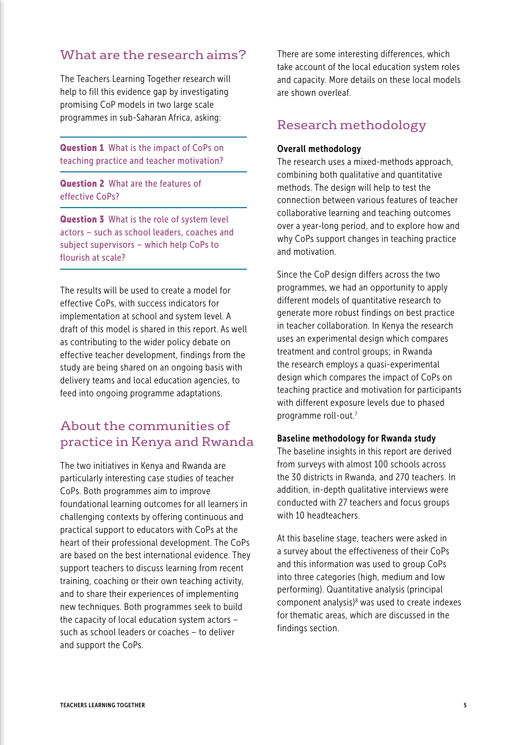## What are the research aims?

The Teachers Learning Together research will help to fill this evidence gap by investigating promising CoP models in two large scale programmes in sub-Saharan Africa, asking:

**Question 1** What is the impact of CoPs on teaching practice and teacher motivation?

**Question 2** What are the features of effective CoPs?

**Question 3** What is the role of system level actors – such as school leaders, coaches and subject supervisors – which help CoPs to flourish at scale?

The results will be used to create a model for effective CoPs, with success indicators for implementation at school and system level. A draft of this model is shared in this report. As well as contributing to the wider policy debate on effective teacher development, findings from the study are being shared on an ongoing basis with delivery teams and local education agencies, to feed into ongoing programme adaptations.

## About the communities of practice in Kenya and Rwanda

The two initiatives in Kenya and Rwanda are particularly interesting case studies of teacher CoPs. Both programmes aim to improve foundational learning outcomes for all learners in challenging contexts by offering continuous and practical support to educators with CoPs at the heart of their professional development. The CoPs are based on the best international evidence. They support teachers to discuss learning from recent training, coaching or their own teaching activity, and to share their experiences of implementing new techniques. Both programmes seek to build the capacity of local education system actors – such as school leaders or coaches – to deliver and support the CoPs.

There are some interesting differences, which take account of the local education system roles and capacity. More details on these local models are shown overleaf.

## Research methodology

### Overall methodology

The research uses a mixed-methods approach, combining both qualitative and quantitative methods. The design will help to test the connection between various features of teacher collaborative learning and teaching outcomes over a year-long period, and to explore how and why CoPs support changes in teaching practice and motivation.

Since the CoP design differs across the two programmes, we had an opportunity to apply different models of quantitative research to generate more robust findings on best practice in teacher collaboration. In Kenya the research uses an experimental design which compares treatment and control groups; in Rwanda the research employs a quasi-experimental design which compares the impact of CoPs on teaching practice and motivation for participants with different exposure levels due to phased programme roll-out.[7]

### Baseline methodology for Rwanda study

The baseline insights in this report are derived from surveys with almost 100 schools across the 30 districts in Rwanda, and 270 teachers. In addition, in-depth qualitative interviews were conducted with 27 teachers and focus groups with 10 headteachers.

At this baseline stage, teachers were asked in a survey about the effectiveness of their CoPs and this information was used to group CoPs into three categories (high, medium and low performing). Quantitative analysis (principal component analysis)[8] was used to create indexes for thematic areas, which are discussed in the findings section.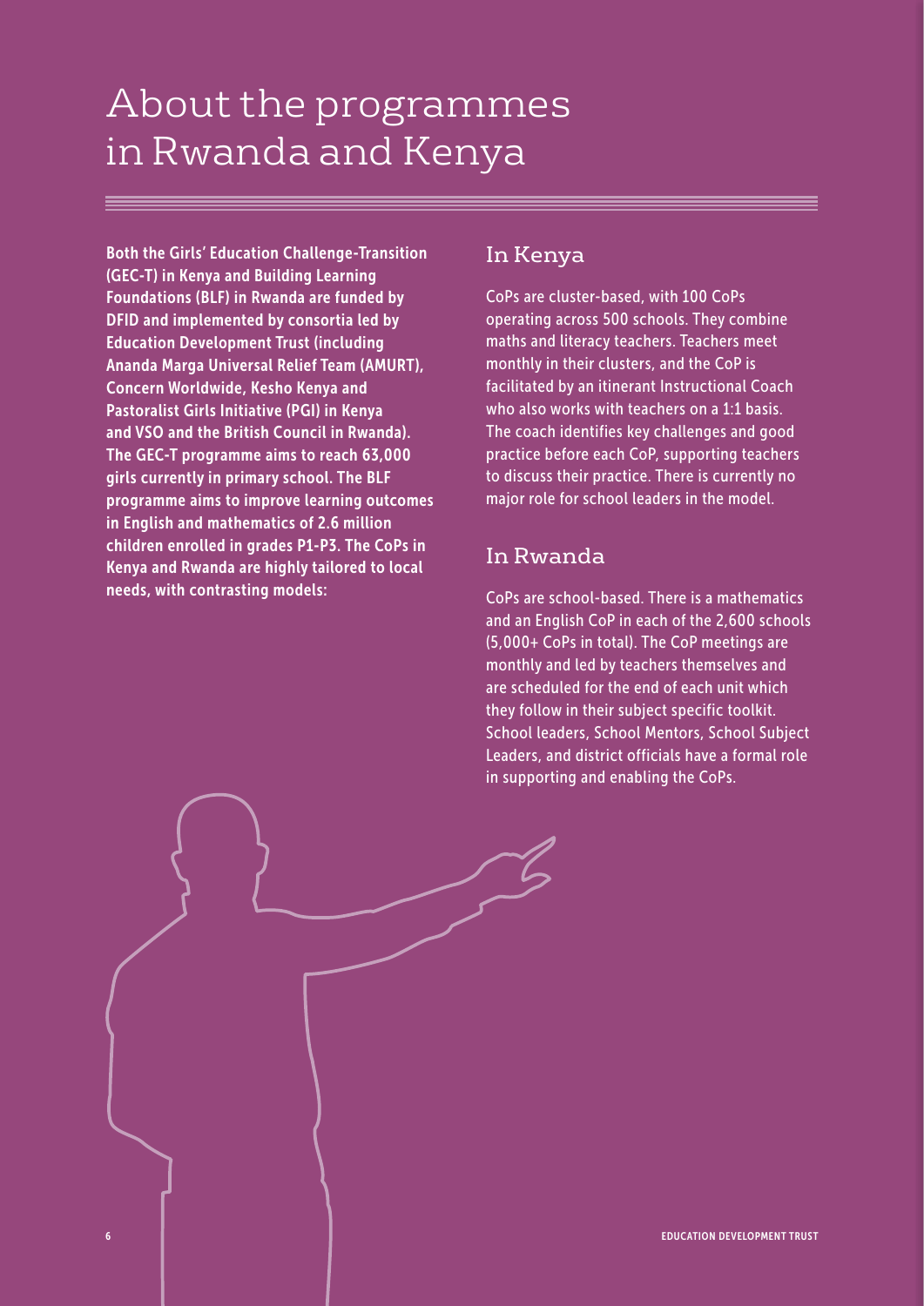# About the programmes in Rwanda and Kenya

**Both the Girls' Education Challenge-Transition (GEC-T) in Kenya and Building Learning Foundations (BLF) in Rwanda are funded by DFID and implemented by consortia led by Education Development Trust (including Ananda Marga Universal Relief Team (AMURT), Concern Worldwide, Kesho Kenya and Pastoralist Girls Initiative (PGI) in Kenya and VSO and the British Council in Rwanda). The GEC-T programme aims to reach 63,000 girls currently in primary school. The BLF programme aims to improve learning outcomes in English and mathematics of 2.6 million children enrolled in grades P1-P3. The CoPs in Kenya and Rwanda are highly tailored to local needs, with contrasting models:**

## In Kenya

CoPs are cluster-based, with 100 CoPs operating across 500 schools. They combine maths and literacy teachers. Teachers meet monthly in their clusters, and the CoP is facilitated by an itinerant Instructional Coach who also works with teachers on a 1:1 basis. The coach identifies key challenges and good practice before each CoP, supporting teachers to discuss their practice. There is currently no major role for school leaders in the model.

## In Rwanda

CoPs are school-based. There is a mathematics and an English CoP in each of the 2,600 schools (5,000+ CoPs in total). The CoP meetings are monthly and led by teachers themselves and are scheduled for the end of each unit which they follow in their subject specific toolkit. School leaders, School Mentors, School Subject Leaders, and district officials have a formal role in supporting and enabling the CoPs.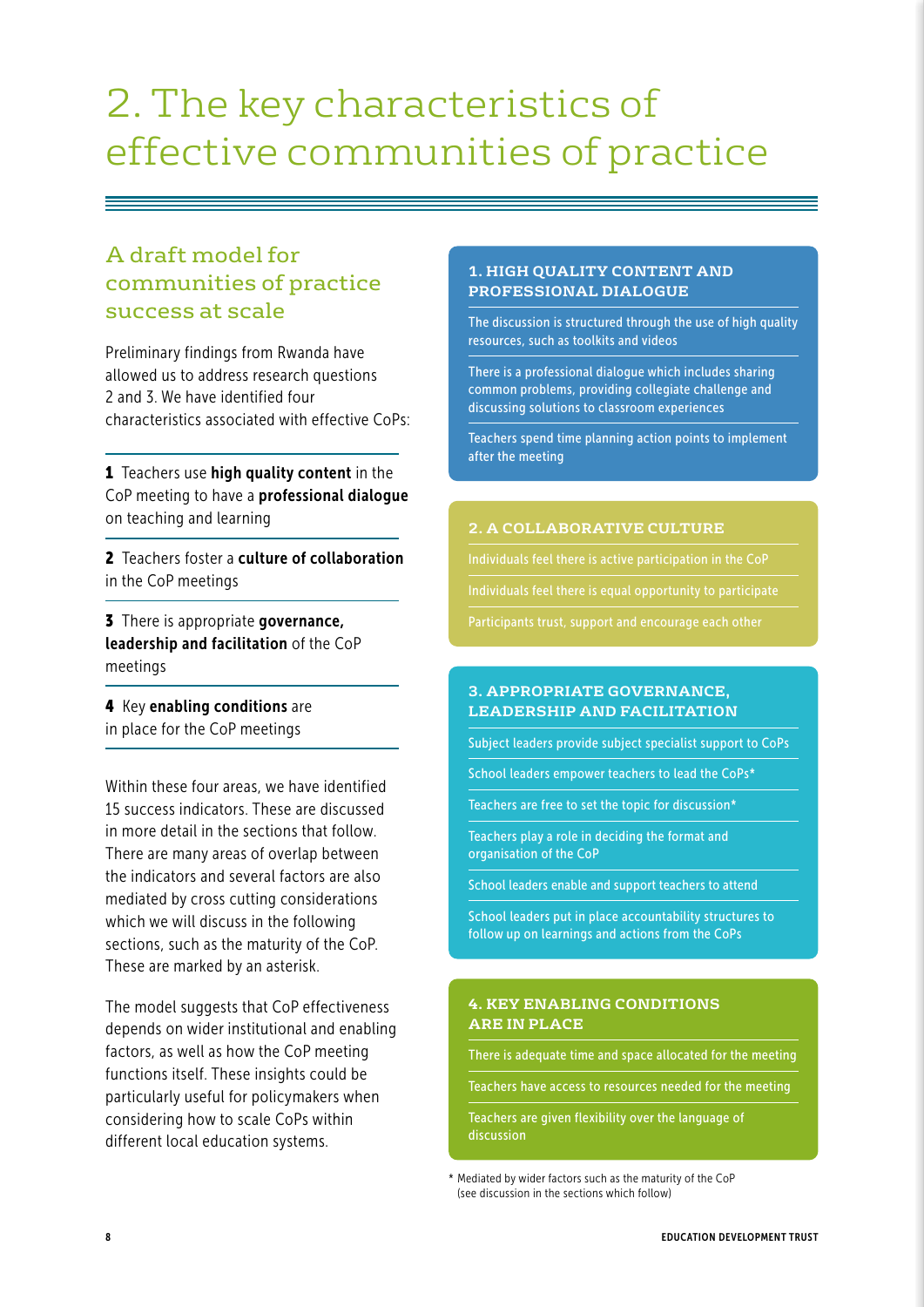# 2. The key characteristics of effective communities of practice

## A draft model for communities of practice success at scale

Preliminary findings from Rwanda have allowed us to address research questions 2 and 3. We have identified four characteristics associated with effective CoPs:

**1** Teachers use **high quality content** in the CoP meeting to have a **professional dialogue** on teaching and learning

**2** Teachers foster a **culture of collaboration** in the CoP meetings

**3** There is appropriate **governance, leadership and facilitation** of the CoP meetings

**4** Key **enabling conditions** are in place for the CoP meetings

Within these four areas, we have identified 15 success indicators. These are discussed in more detail in the sections that follow. There are many areas of overlap between the indicators and several factors are also mediated by cross cutting considerations which we will discuss in the following sections, such as the maturity of the CoP. These are marked by an asterisk.

The model suggests that CoP effectiveness depends on wider institutional and enabling factors, as well as how the CoP meeting functions itself. These insights could be particularly useful for policymakers when considering how to scale CoPs within different local education systems.

### 1. HIGH QUALITY CONTENT AND PROFESSIONAL DIALOGUE

- The discussion is structured through the use of high quality resources, such as toolkits and videos
- There is a professional dialogue which includes sharing common problems, providing collegiate challenge and discussing solutions to classroom experiences
- Teachers spend time planning action points to implement after the meeting

### 2. A COLLABORATIVE CULTURE

- Individuals feel there is active participation in the CoP
- Individuals feel there is equal opportunity to participate
- Participants trust, support and encourage each other

### 3. APPROPRIATE GOVERNANCE, LEADERSHIP AND FACILITATION

- Subject leaders provide subject specialist support to CoPs
- School leaders empower teachers to lead the CoPs*
- Teachers are free to set the topic for discussion*
- Teachers play a role in deciding the format and organisation of the CoP
- School leaders enable and support teachers to attend
- School leaders put in place accountability structures to follow up on learnings and actions from the CoPs

### 4. KEY ENABLING CONDITIONS ARE IN PLACE

- There is adequate time and space allocated for the meeting
- Teachers have access to resources needed for the meeting
- Teachers are given flexibility over the language of discussion

\* Mediated by wider factors such as the maturity of the CoP (see discussion in the sections which follow)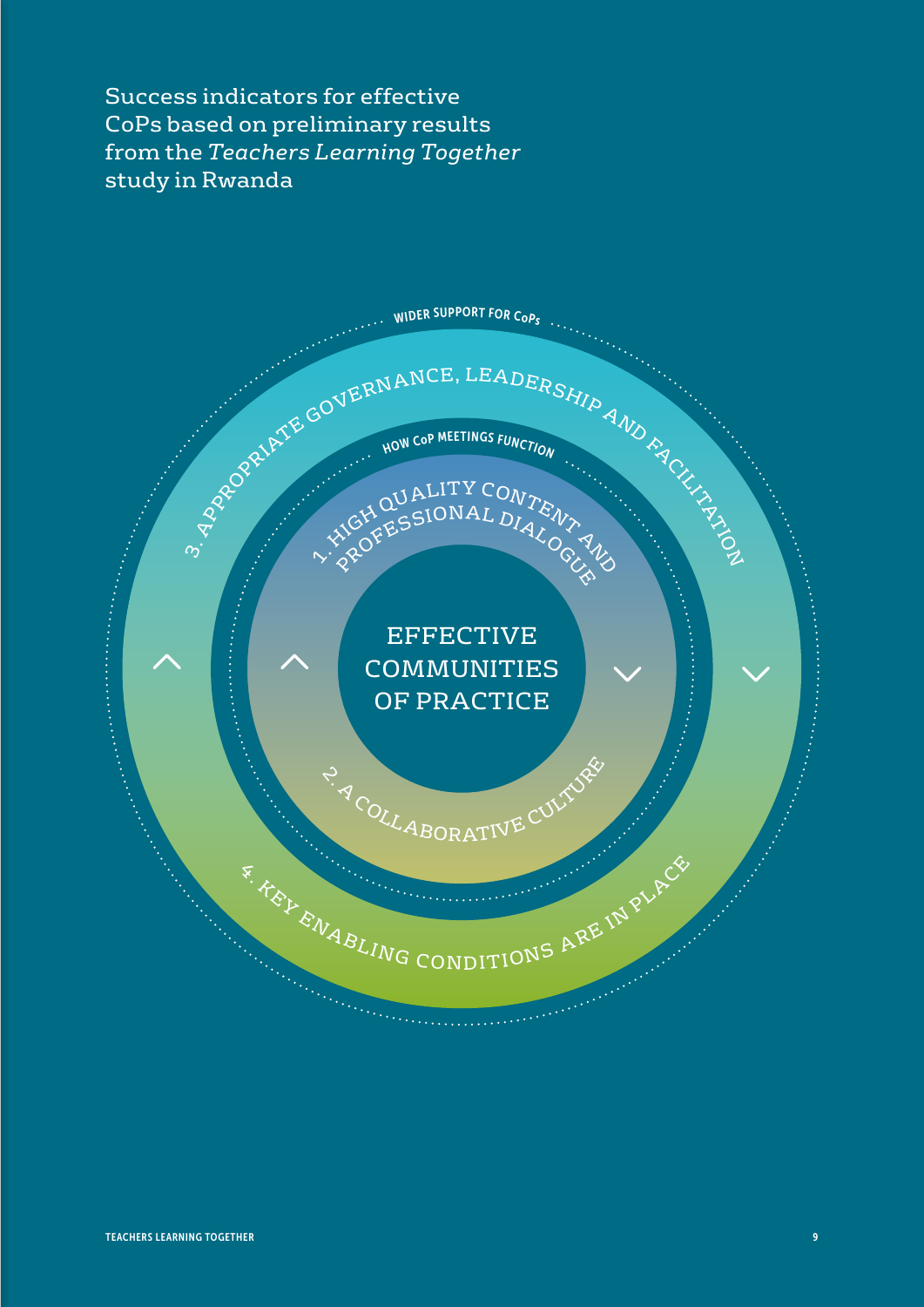Success indicators for effective CoPs based on preliminary results from the *Teachers Learning Together* study in Rwanda

WIDER SUPPORT FOR CoPs

3. APPROPRIATE GOVERNANCE, LEADERSHIP AND FACILITATION

HOW CoP MEETINGS FUNCTION

1. HIGH QUALITY CONTENT AND PROFESSIONAL DIALOGUE

EFFECTIVE COMMUNITIES OF PRACTICE

2. A COLLABORATIVE CULTURE

4. KEY ENABLING CONDITIONS ARE IN PLACE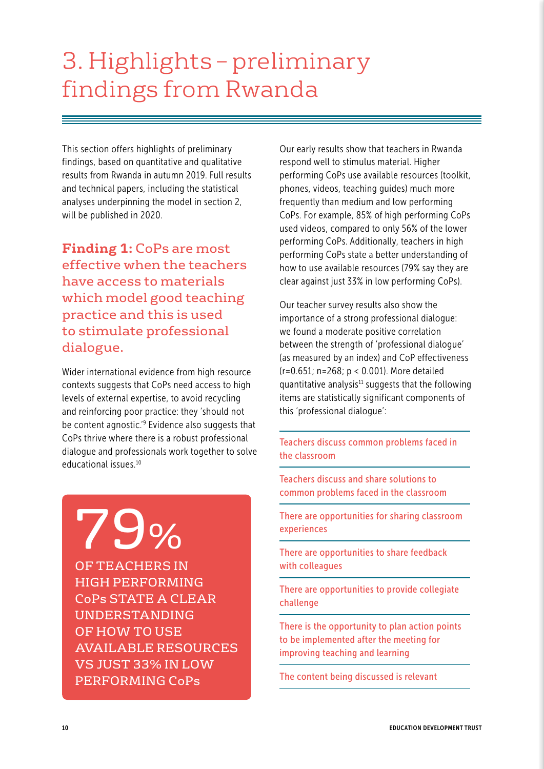# 3. Highlights – preliminary findings from Rwanda

This section offers highlights of preliminary findings, based on quantitative and qualitative results from Rwanda in autumn 2019. Full results and technical papers, including the statistical analyses underpinning the model in section 2, will be published in 2020.

### **Finding 1:** CoPs are most effective when the teachers have access to materials which model good teaching practice and this is used to stimulate professional dialogue.

Wider international evidence from high resource contexts suggests that CoPs need access to high levels of external expertise, to avoid recycling and reinforcing poor practice: they 'should not be content agnostic.'[9] Evidence also suggests that CoPs thrive where there is a robust professional dialogue and professionals work together to solve educational issues.[10]

> **79%**
>
> OF TEACHERS IN HIGH PERFORMING CoPs STATE A CLEAR UNDERSTANDING OF HOW TO USE AVAILABLE RESOURCES VS JUST 33% IN LOW PERFORMING CoPs

Our early results show that teachers in Rwanda respond well to stimulus material. Higher performing CoPs use available resources (toolkit, phones, videos, teaching guides) much more frequently than medium and low performing CoPs. For example, 85% of high performing CoPs used videos, compared to only 56% of the lower performing CoPs. Additionally, teachers in high performing CoPs state a better understanding of how to use available resources (79% say they are clear against just 33% in low performing CoPs).

Our teacher survey results also show the importance of a strong professional dialogue: we found a moderate positive correlation between the strength of 'professional dialogue' (as measured by an index) and CoP effectiveness ($r=0.651$; $n=268$; $p < 0.001$). More detailed quantitative analysis[11] suggests that the following items are statistically significant components of this 'professional dialogue':

- Teachers discuss common problems faced in the classroom
- Teachers discuss and share solutions to common problems faced in the classroom
- There are opportunities for sharing classroom experiences
- There are opportunities to share feedback with colleagues
- There are opportunities to provide collegiate challenge
- There is the opportunity to plan action points to be implemented after the meeting for improving teaching and learning
- The content being discussed is relevant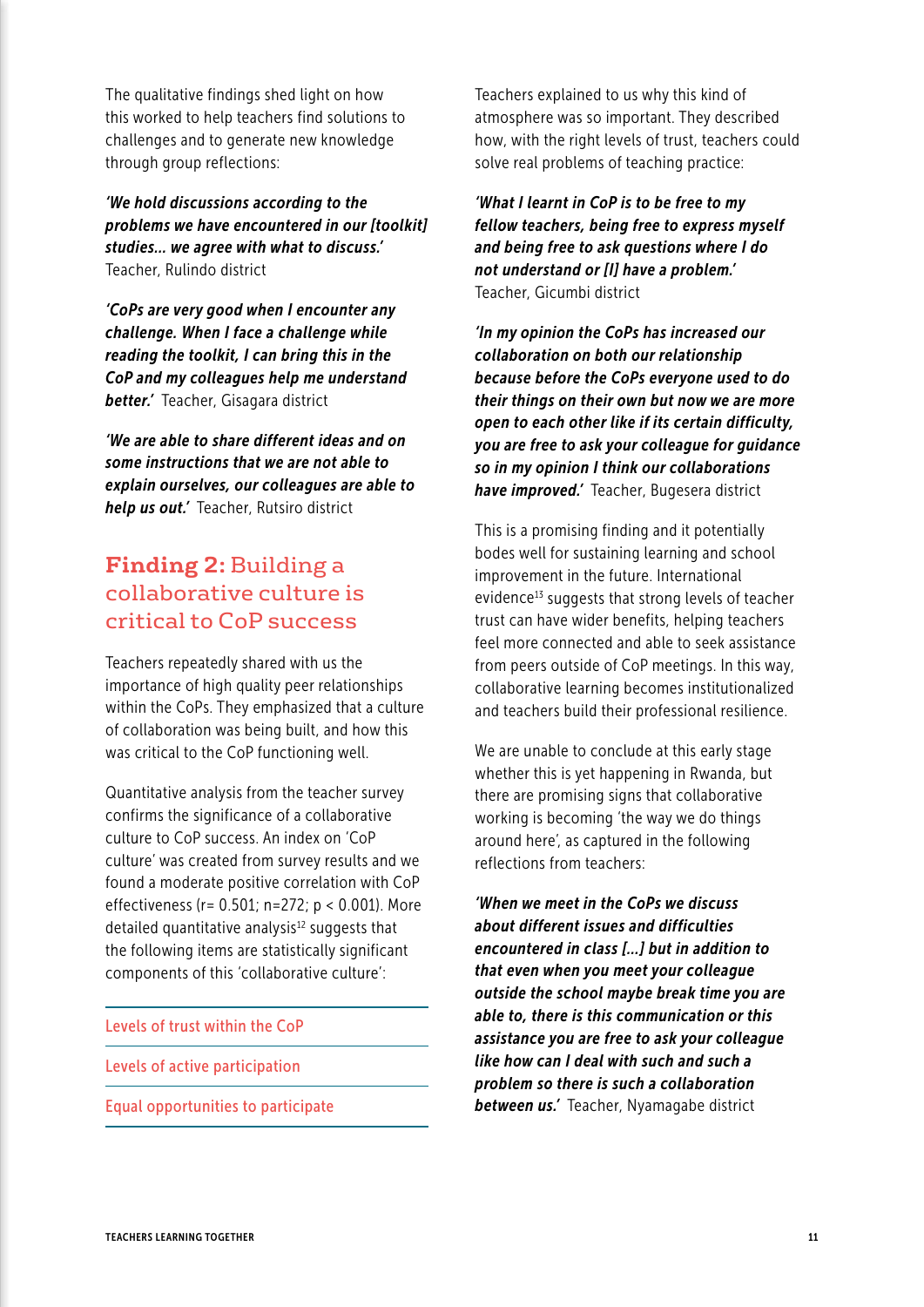The qualitative findings shed light on how this worked to help teachers find solutions to challenges and to generate new knowledge through group reflections:

***'We hold discussions according to the problems we have encountered in our [toolkit] studies… we agree with what to discuss.'*** Teacher, Rulindo district

***'CoPs are very good when I encounter any challenge. When I face a challenge while reading the toolkit, I can bring this in the CoP and my colleagues help me understand better.'*** Teacher, Gisagara district

***'We are able to share different ideas and on some instructions that we are not able to explain ourselves, our colleagues are able to help us out.'*** Teacher, Rutsiro district

## Finding 2: Building a collaborative culture is critical to CoP success

Teachers repeatedly shared with us the importance of high quality peer relationships within the CoPs. They emphasized that a culture of collaboration was being built, and how this was critical to the CoP functioning well.

Quantitative analysis from the teacher survey confirms the significance of a collaborative culture to CoP success. An index on 'CoP culture' was created from survey results and we found a moderate positive correlation with CoP effectiveness ($r = 0.501$; $n=272$; $p < 0.001$). More detailed quantitative analysis[12] suggests that the following items are statistically significant components of this 'collaborative culture':

- Levels of trust within the CoP
- Levels of active participation
- Equal opportunities to participate

Teachers explained to us why this kind of atmosphere was so important. They described how, with the right levels of trust, teachers could solve real problems of teaching practice:

***'What I learnt in CoP is to be free to my fellow teachers, being free to express myself and being free to ask questions where I do not understand or [I] have a problem.'*** Teacher, Gicumbi district

***'In my opinion the CoPs has increased our collaboration on both our relationship because before the CoPs everyone used to do their things on their own but now we are more open to each other like if its certain difficulty, you are free to ask your colleague for guidance so in my opinion I think our collaborations have improved.'*** Teacher, Bugesera district

This is a promising finding and it potentially bodes well for sustaining learning and school improvement in the future. International evidence[13] suggests that strong levels of teacher trust can have wider benefits, helping teachers feel more connected and able to seek assistance from peers outside of CoP meetings. In this way, collaborative learning becomes institutionalized and teachers build their professional resilience.

We are unable to conclude at this early stage whether this is yet happening in Rwanda, but there are promising signs that collaborative working is becoming 'the way we do things around here', as captured in the following reflections from teachers:

***'When we meet in the CoPs we discuss about different issues and difficulties encountered in class […] but in addition to that even when you meet your colleague outside the school maybe break time you are able to, there is this communication or this assistance you are free to ask your colleague like how can I deal with such and such a problem so there is such a collaboration between us.'*** Teacher, Nyamagabe district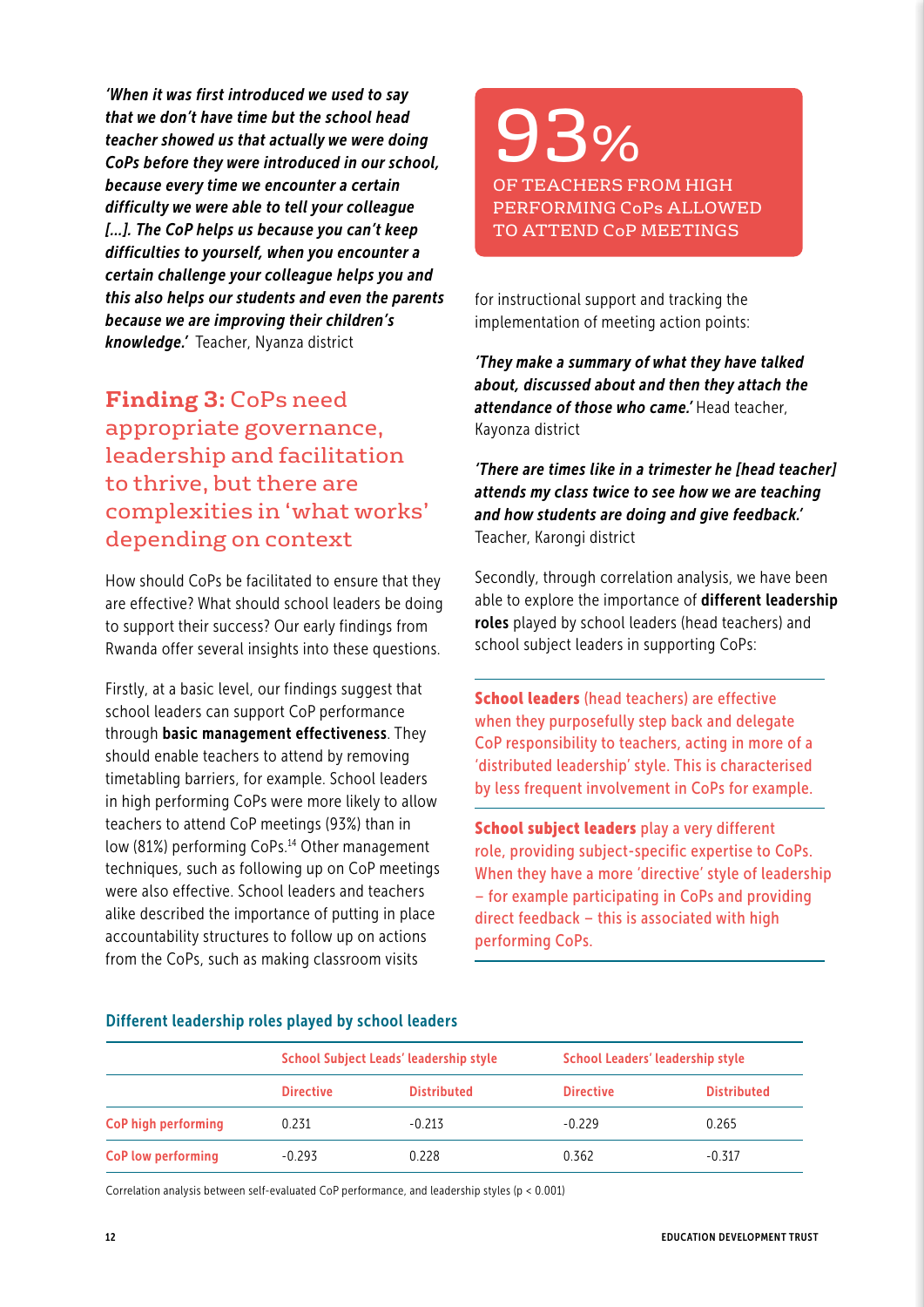***'When it was first introduced we used to say that we don't have time but the school head teacher showed us that actually we were doing CoPs before they were introduced in our school, because every time we encounter a certain difficulty we were able to tell your colleague [...]. The CoP helps us because you can't keep difficulties to yourself, when you encounter a certain challenge your colleague helps you and this also helps our students and even the parents because we are improving their children's knowledge.'*** Teacher, Nyanza district

## **Finding 3:** CoPs need appropriate governance, leadership and facilitation to thrive, but there are complexities in 'what works' depending on context

How should CoPs be facilitated to ensure that they are effective? What should school leaders be doing to support their success? Our early findings from Rwanda offer several insights into these questions.

Firstly, at a basic level, our findings suggest that school leaders can support CoP performance through **basic management effectiveness**. They should enable teachers to attend by removing timetabling barriers, for example. School leaders in high performing CoPs were more likely to allow teachers to attend CoP meetings (93%) than in low (81%) performing CoPs.[14] Other management techniques, such as following up on CoP meetings were also effective. School leaders and teachers alike described the importance of putting in place accountability structures to follow up on actions from the CoPs, such as making classroom visits for instructional support and tracking the implementation of meeting action points:

> 93%
> OF TEACHERS FROM HIGH PERFORMING CoPs ALLOWED TO ATTEND CoP MEETINGS

***'They make a summary of what they have talked about, discussed about and then they attach the attendance of those who came.'*** Head teacher, Kayonza district

***'There are times like in a trimester he [head teacher] attends my class twice to see how we are teaching and how students are doing and give feedback.'*** Teacher, Karongi district

Secondly, through correlation analysis, we have been able to explore the importance of **different leadership roles** played by school leaders (head teachers) and school subject leaders in supporting CoPs:

**School leaders** (head teachers) are effective when they purposefully step back and delegate CoP responsibility to teachers, acting in more of a 'distributed leadership' style. This is characterised by less frequent involvement in CoPs for example.

**School subject leaders** play a very different role, providing subject-specific expertise to CoPs. When they have a more 'directive' style of leadership – for example participating in CoPs and providing direct feedback – this is associated with high performing CoPs.

**Different leadership roles played by school leaders**

| | School Subject Leads' leadership style | | School Leaders' leadership style | |
|---|---|---|---|---|
| | **Directive** | **Distributed** | **Directive** | **Distributed** |
| **CoP high performing** | 0.231 | -0.213 | -0.229 | 0.265 |
| **CoP low performing** | -0.293 | 0.228 | 0.362 | -0.317 |

Correlation analysis between self-evaluated CoP performance, and leadership styles ($p < 0.001$)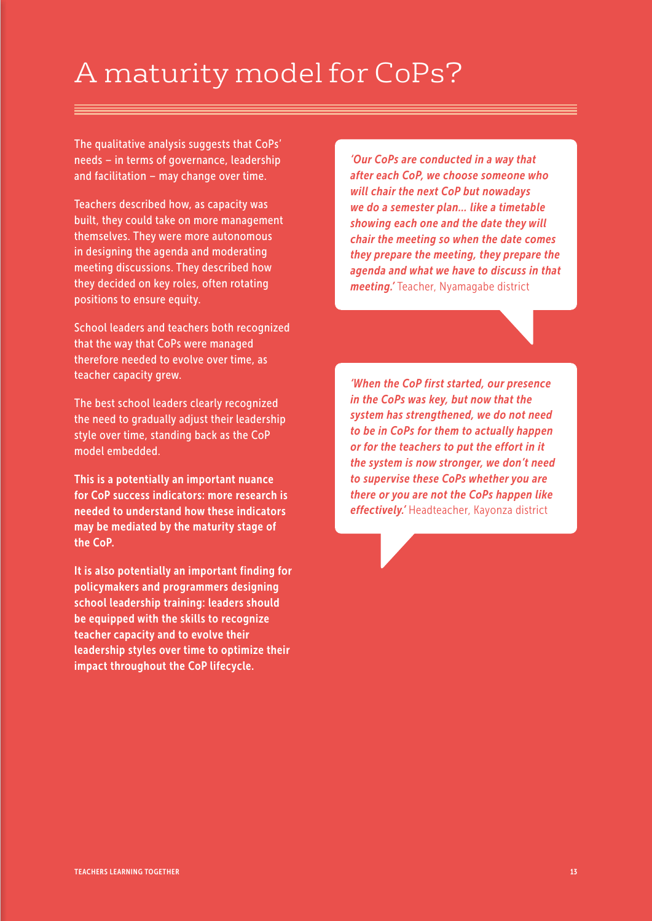# A maturity model for CoPs?

The qualitative analysis suggests that CoPs' needs – in terms of governance, leadership and facilitation – may change over time.

Teachers described how, as capacity was built, they could take on more management themselves. They were more autonomous in designing the agenda and moderating meeting discussions. They described how they decided on key roles, often rotating positions to ensure equity.

School leaders and teachers both recognized that the way that CoPs were managed therefore needed to evolve over time, as teacher capacity grew.

The best school leaders clearly recognized the need to gradually adjust their leadership style over time, standing back as the CoP model embedded.

**This is a potentially an important nuance for CoP success indicators: more research is needed to understand how these indicators may be mediated by the maturity stage of the CoP.**

**It is also potentially an important finding for policymakers and programmers designing school leadership training: leaders should be equipped with the skills to recognize teacher capacity and to evolve their leadership styles over time to optimize their impact throughout the CoP lifecycle.**

***'Our CoPs are conducted in a way that after each CoP, we choose someone who will chair the next CoP but nowadays we do a semester plan... like a timetable showing each one and the date they will chair the meeting so when the date comes they prepare the meeting, they prepare the agenda and what we have to discuss in that meeting.'*** Teacher, Nyamagabe district

***'When the CoP first started, our presence in the CoPs was key, but now that the system has strengthened, we do not need to be in CoPs for them to actually happen or for the teachers to put the effort in it the system is now stronger, we don't need to supervise these CoPs whether you are there or you are not the CoPs happen like effectively.'*** Headteacher, Kayonza district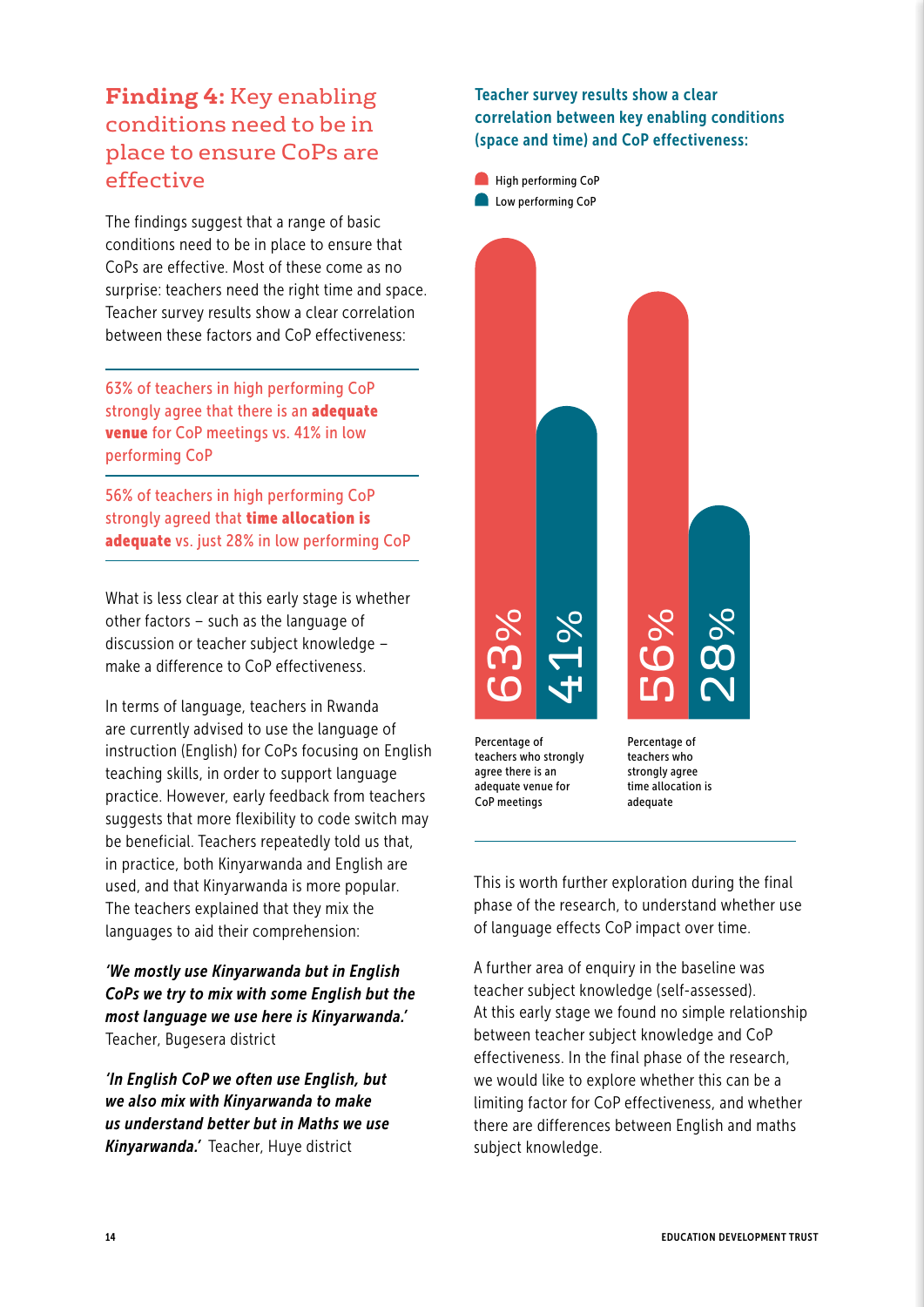## Finding 4: Key enabling conditions need to be in place to ensure CoPs are effective

The findings suggest that a range of basic conditions need to be in place to ensure that CoPs are effective. Most of these come as no surprise: teachers need the right time and space. Teacher survey results show a clear correlation between these factors and CoP effectiveness:

63% of teachers in high performing CoP strongly agree that there is an **adequate venue** for CoP meetings vs. 41% in low performing CoP

56% of teachers in high performing CoP strongly agreed that **time allocation is adequate** vs. just 28% in low performing CoP

What is less clear at this early stage is whether other factors – such as the language of discussion or teacher subject knowledge – make a difference to CoP effectiveness.

In terms of language, teachers in Rwanda are currently advised to use the language of instruction (English) for CoPs focusing on English teaching skills, in order to support language practice. However, early feedback from teachers suggests that more flexibility to code switch may be beneficial. Teachers repeatedly told us that, in practice, both Kinyarwanda and English are used, and that Kinyarwanda is more popular. The teachers explained that they mix the languages to aid their comprehension:

***'We mostly use Kinyarwanda but in English CoPs we try to mix with some English but the most language we use here is Kinyarwanda.'*** Teacher, Bugesera district

***'In English CoP we often use English, but we also mix with Kinyarwanda to make us understand better but in Maths we use Kinyarwanda.'*** Teacher, Huye district

**Teacher survey results show a clear correlation between key enabling conditions (space and time) and CoP effectiveness:**

| | High performing CoP | Low performing CoP |
|---|---|---|
| Percentage of teachers who strongly agree there is an adequate venue for CoP meetings | 63% | 41% |
| Percentage of teachers who strongly agree time allocation is adequate | 56% | 28% |

This is worth further exploration during the final phase of the research, to understand whether use of language effects CoP impact over time.

A further area of enquiry in the baseline was teacher subject knowledge (self-assessed). At this early stage we found no simple relationship between teacher subject knowledge and CoP effectiveness. In the final phase of the research, we would like to explore whether this can be a limiting factor for CoP effectiveness, and whether there are differences between English and maths subject knowledge.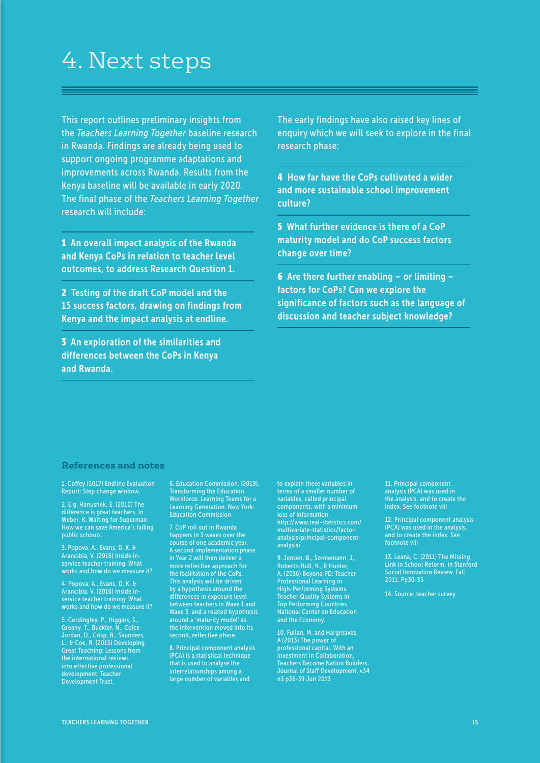# 4. Next steps

This report outlines preliminary insights from the *Teachers Learning Together* baseline research in Rwanda. Findings are already being used to support ongoing programme adaptations and improvements across Rwanda. Results from the Kenya baseline will be available in early 2020. The final phase of the *Teachers Learning Together* research will include:

**1 An overall impact analysis of the Rwanda and Kenya CoPs in relation to teacher level outcomes, to address Research Question 1.**

**2 Testing of the draft CoP model and the 15 success factors, drawing on findings from Kenya and the impact analysis at endline.**

**3 An exploration of the similarities and differences between the CoPs in Kenya and Rwanda.**

The early findings have also raised key lines of enquiry which we will seek to explore in the final research phase:

**4 How far have the CoPs cultivated a wider and more sustainable school improvement culture?**

**5 What further evidence is there of a CoP maturity model and do CoP success factors change over time?**

**6 Are there further enabling – or limiting – factors for CoPs? Can we explore the significance of factors such as the language of discussion and teacher subject knowledge?**

## References and notes

1. Coffey (2017) Endline Evaluation Report: Step change window.

2. E.g. Hanushek, E. (2010) The difference is great teachers. In Weber, K. Waiting for Superman: How we can save America's failing public schools.

3. Popova, A., Evans, D. K. & Arancibia, V. (2016) Inside in-service teacher training: What works and how do we measure it?

4. Popova, A., Evans, D. K. & Arancibia, V. (2016) Inside in-service teacher training: What works and how do we measure it?

5. Cordingley, P., Higgins, S., Greany, T., Buckler, N., Coles-Jordan, D., Crisp, B., Saunders, L., & Coe, R. (2015) Developing Great Teaching: Lessons from the international reviews into effective professional development. Teacher Development Trust.

6. Education Commission. (2019). Transforming the Education Workforce: Learning Teams for a Learning Generation. New York: Education Commission

7. CoP roll out in Rwanda happens in 3 waves over the course of one academic year. A second implementation phase in Year 2 will then deliver a more reflective approach for the facilitation of the CoPs. This analysis will be driven by a hypothesis around the differences in exposure level between teachers in Wave 1 and Wave 3, and a related hypothesis around a 'maturity model' as the intervention moved into its second, reflective phase.

8. Principal component analysis (PCA) is a statistical technique that is used to analyse the interrelationships among a large number of variables and to explain these variables in terms of a smaller number of variables, called principal components, with a minimum loss of information. http://www.real-statistics.com/multivariate-statistics/factor-analysis/principal-component-analysis/

9. Jensen, B., Sonnemann, J., Roberts-Hull, K., & Hunter, A. (2016) Beyond PD: Teacher Professional Learning in High-Performing Systems. Teacher Quality Systems in Top Performing Countries. National Center on Education and the Economy.

10. Fullan, M. and Hargreaves, A (2013) The power of professional capital. With an Investment in Collaboration, Teachers Become Nation Builders. Journal of Staff Development, v34 n3 p36-39 Jun 2013

11. Principal component analysis (PCA) was used in the analysis, and to create the index. See footnote viii

12. Principal component analysis (PCA) was used in the analysis, and to create the index. See footnote viii

13. Leana, C. (2011) The Missing Link in School Reform. In Stanford Social Innovation Review. Fall 2011. Pp30-35

14. Source: teacher survey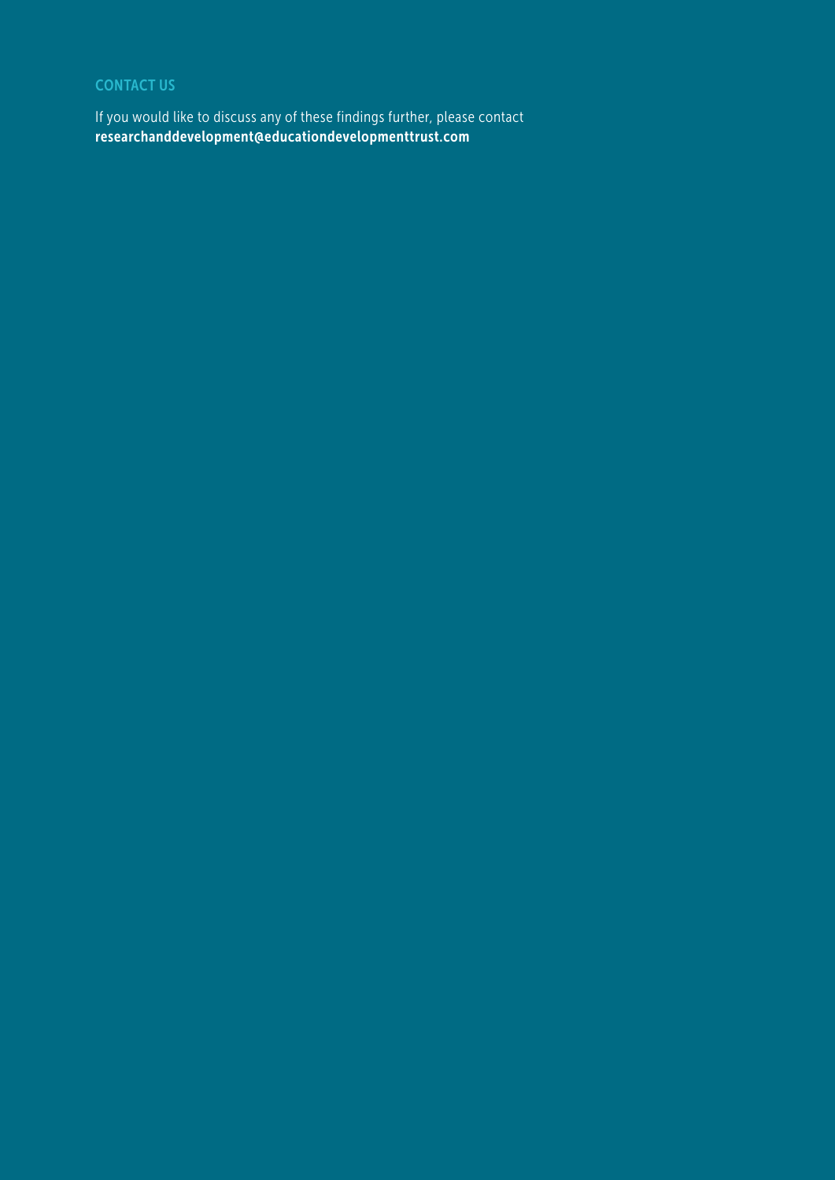## CONTACT US

If you would like to discuss any of these findings further, please contact **researchanddevelopment@educationdevelopmenttrust.com**